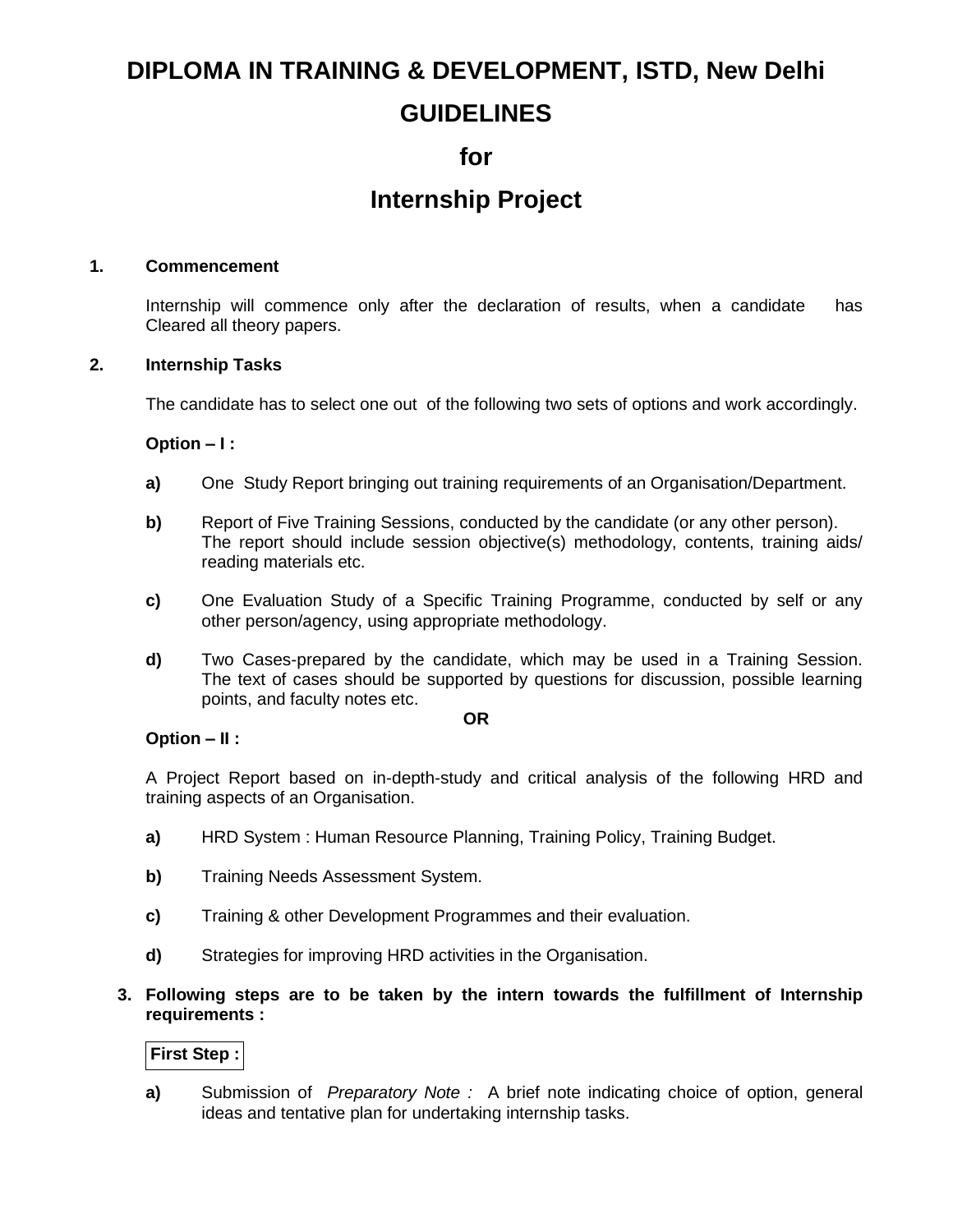# DIPLOMA IN TRAINING & DEVELOPMENT, ISTD, New Delhi

# GUIDELINES

# for

# Internship Project

**1. Commencement**

Internship will commence only after the declaration of results, when a candidate has Cleared all theory papers.

**2. Internship Tasks**

The candidate has to select one out of the following two sets of options and work accordingly.

**Option – I :**

**a)** One Study Report bringing out training requirements of an Organisation/Department.

**b)** Report of Five Training Sessions, conducted by the candidate (or any other person). The report should include session objective(s) methodology, contents, training aids/ reading materials etc.

**c)** One Evaluation Study of a Specific Training Programme, conducted by self or any other person/agency, using appropriate methodology.

**d)** Two Cases-prepared by the candidate, which may be used in a Training Session. The text of cases should be supported by questions for discussion, possible learning points, and faculty notes etc.

**OR**

**Option – II :**

A Project Report based on in-depth-study and critical analysis of the following HRD and training aspects of an Organisation.

**a)** HRD System : Human Resource Planning, Training Policy, Training Budget.

**b)** Training Needs Assessment System.

**c)** Training & other Development Programmes and their evaluation.

**d)** Strategies for improving HRD activities in the Organisation.

**3. Following steps are to be taken by the intern towards the fulfillment of Internship requirements :**

**First Step :**

**a)** Submission of *Preparatory Note :* A brief note indicating choice of option, general ideas and tentative plan for undertaking internship tasks.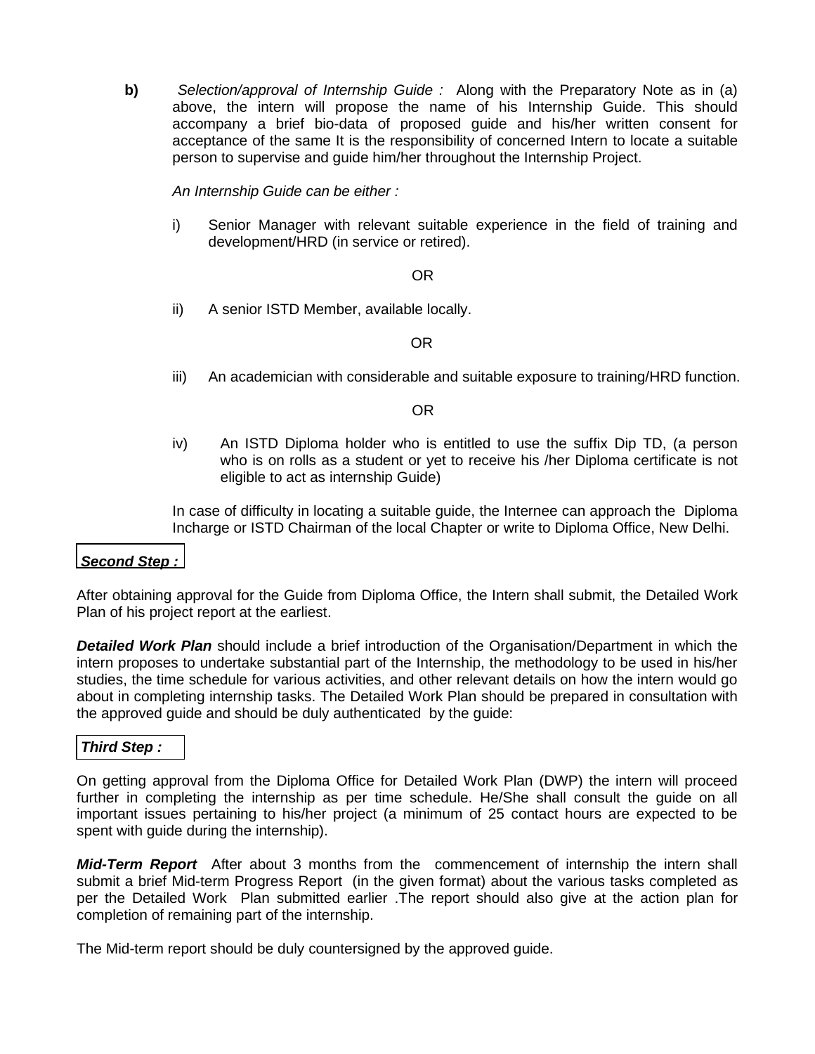**b)** *Selection/approval of Internship Guide :* Along with the Preparatory Note as in (a) above, the intern will propose the name of his Internship Guide. This should accompany a brief bio-data of proposed guide and his/her written consent for acceptance of the same It is the responsibility of concerned Intern to locate a suitable person to supervise and guide him/her throughout the Internship Project.

*An Internship Guide can be either :*

i) Senior Manager with relevant suitable experience in the field of training and development/HRD (in service or retired).

OR

ii) A senior ISTD Member, available locally.

OR

iii) An academician with considerable and suitable exposure to training/HRD function.

OR

iv) An ISTD Diploma holder who is entitled to use the suffix Dip TD, (a person who is on rolls as a student or yet to receive his /her Diploma certificate is not eligible to act as internship Guide)

In case of difficulty in locating a suitable guide, the Internee can approach the Diploma Incharge or ISTD Chairman of the local Chapter or write to Diploma Office, New Delhi.

***Second Step :***

After obtaining approval for the Guide from Diploma Office, the Intern shall submit, the Detailed Work Plan of his project report at the earliest.

***Detailed Work Plan*** should include a brief introduction of the Organisation/Department in which the intern proposes to undertake substantial part of the Internship, the methodology to be used in his/her studies, the time schedule for various activities, and other relevant details on how the intern would go about in completing internship tasks. The Detailed Work Plan should be prepared in consultation with the approved guide and should be duly authenticated by the guide:

***Third Step :***

On getting approval from the Diploma Office for Detailed Work Plan (DWP) the intern will proceed further in completing the internship as per time schedule. He/She shall consult the guide on all important issues pertaining to his/her project (a minimum of 25 contact hours are expected to be spent with guide during the internship).

***Mid-Term Report*** After about 3 months from the commencement of internship the intern shall submit a brief Mid-term Progress Report (in the given format) about the various tasks completed as per the Detailed Work Plan submitted earlier .The report should also give at the action plan for completion of remaining part of the internship.

The Mid-term report should be duly countersigned by the approved guide.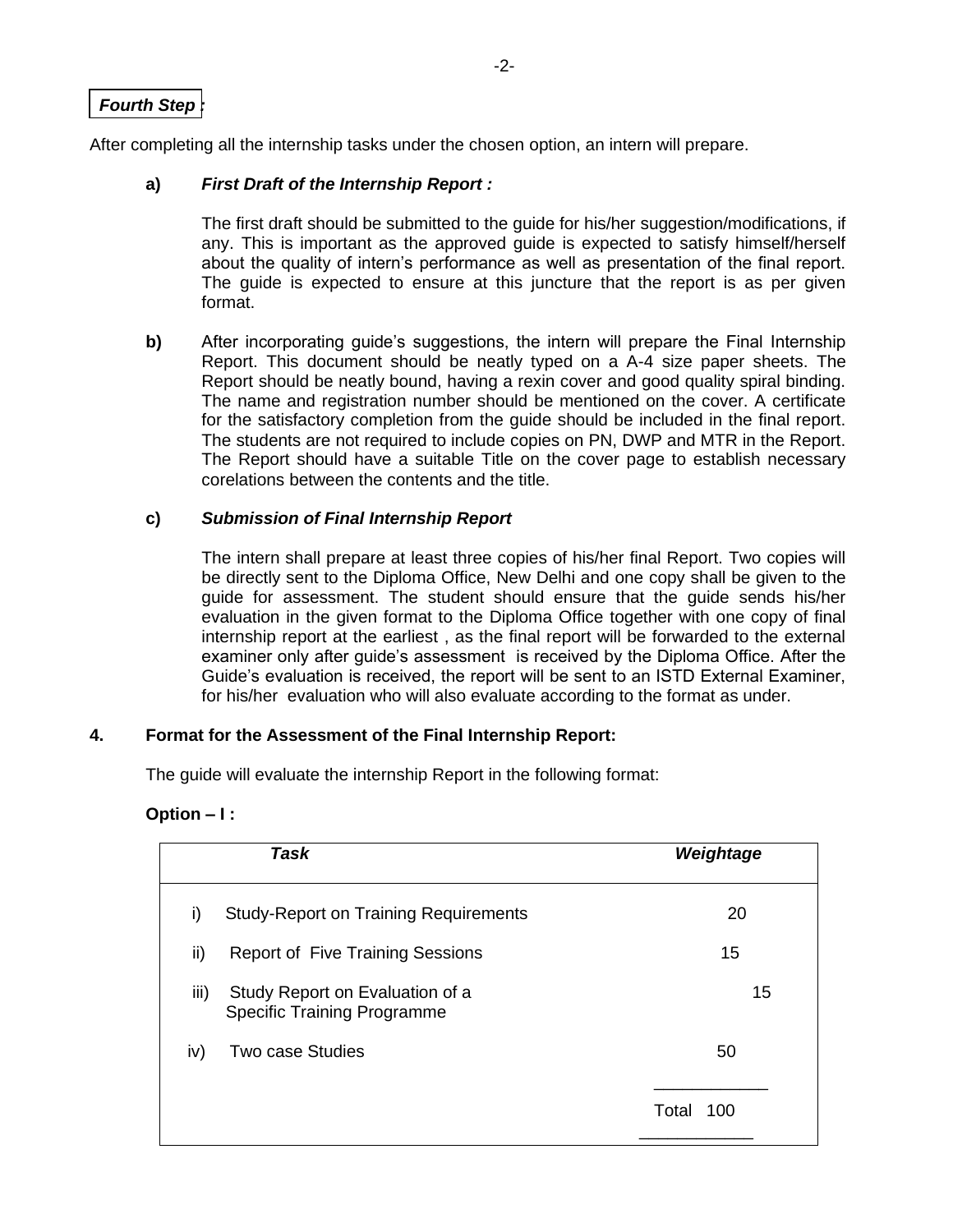**Fourth Step :**

After completing all the internship tasks under the chosen option, an intern will prepare.

**a)** ***First Draft of the Internship Report :***

The first draft should be submitted to the guide for his/her suggestion/modifications, if any. This is important as the approved guide is expected to satisfy himself/herself about the quality of intern's performance as well as presentation of the final report. The guide is expected to ensure at this juncture that the report is as per given format.

**b)** After incorporating guide's suggestions, the intern will prepare the Final Internship Report. This document should be neatly typed on a A-4 size paper sheets. The Report should be neatly bound, having a rexin cover and good quality spiral binding. The name and registration number should be mentioned on the cover. A certificate for the satisfactory completion from the guide should be included in the final report. The students are not required to include copies on PN, DWP and MTR in the Report. The Report should have a suitable Title on the cover page to establish necessary corelations between the contents and the title.

**c)** ***Submission of Final Internship Report***

The intern shall prepare at least three copies of his/her final Report. Two copies will be directly sent to the Diploma Office, New Delhi and one copy shall be given to the guide for assessment. The student should ensure that the guide sends his/her evaluation in the given format to the Diploma Office together with one copy of final internship report at the earliest , as the final report will be forwarded to the external examiner only after guide's assessment is received by the Diploma Office. After the Guide's evaluation is received, the report will be sent to an ISTD External Examiner, for his/her evaluation who will also evaluate according to the format as under.

**4. Format for the Assessment of the Final Internship Report:**

The guide will evaluate the internship Report in the following format:

**Option – I :**

| | ***Task*** | ***Weightage*** |
|---|---|---|
| i) | Study-Report on Training Requirements | 20 |
| ii) | Report of Five Training Sessions | 15 |
| iii) | Study Report on Evaluation of a Specific Training Programme | 15 |
| iv) | Two case Studies | 50 |
| | | Total 100 |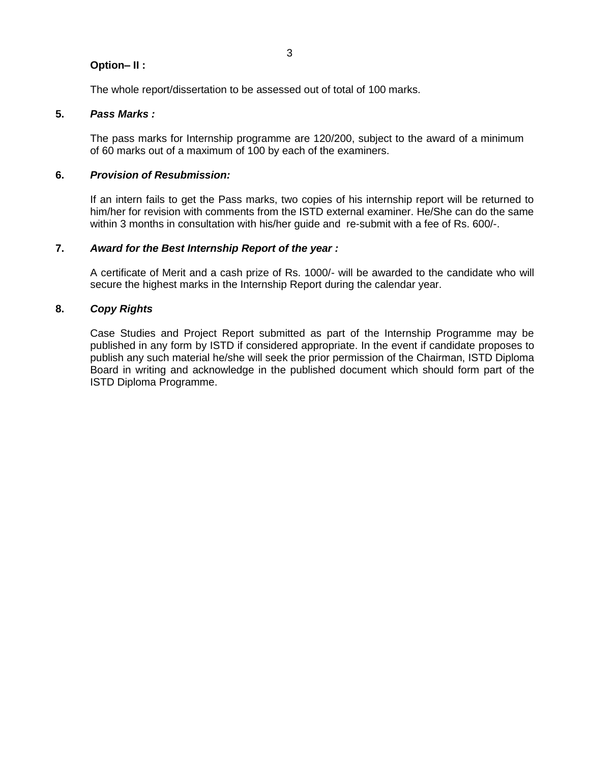**Option– II :**

The whole report/dissertation to be assessed out of total of 100 marks.

**5.** ***Pass Marks :***

The pass marks for Internship programme are 120/200, subject to the award of a minimum of 60 marks out of a maximum of 100 by each of the examiners.

**6.** ***Provision of Resubmission:***

If an intern fails to get the Pass marks, two copies of his internship report will be returned to him/her for revision with comments from the ISTD external examiner. He/She can do the same within 3 months in consultation with his/her guide and re-submit with a fee of Rs. 600/-.

**7.** ***Award for the Best Internship Report of the year :***

A certificate of Merit and a cash prize of Rs. 1000/- will be awarded to the candidate who will secure the highest marks in the Internship Report during the calendar year.

**8.** ***Copy Rights***

Case Studies and Project Report submitted as part of the Internship Programme may be published in any form by ISTD if considered appropriate. In the event if candidate proposes to publish any such material he/she will seek the prior permission of the Chairman, ISTD Diploma Board in writing and acknowledge in the published document which should form part of the ISTD Diploma Programme.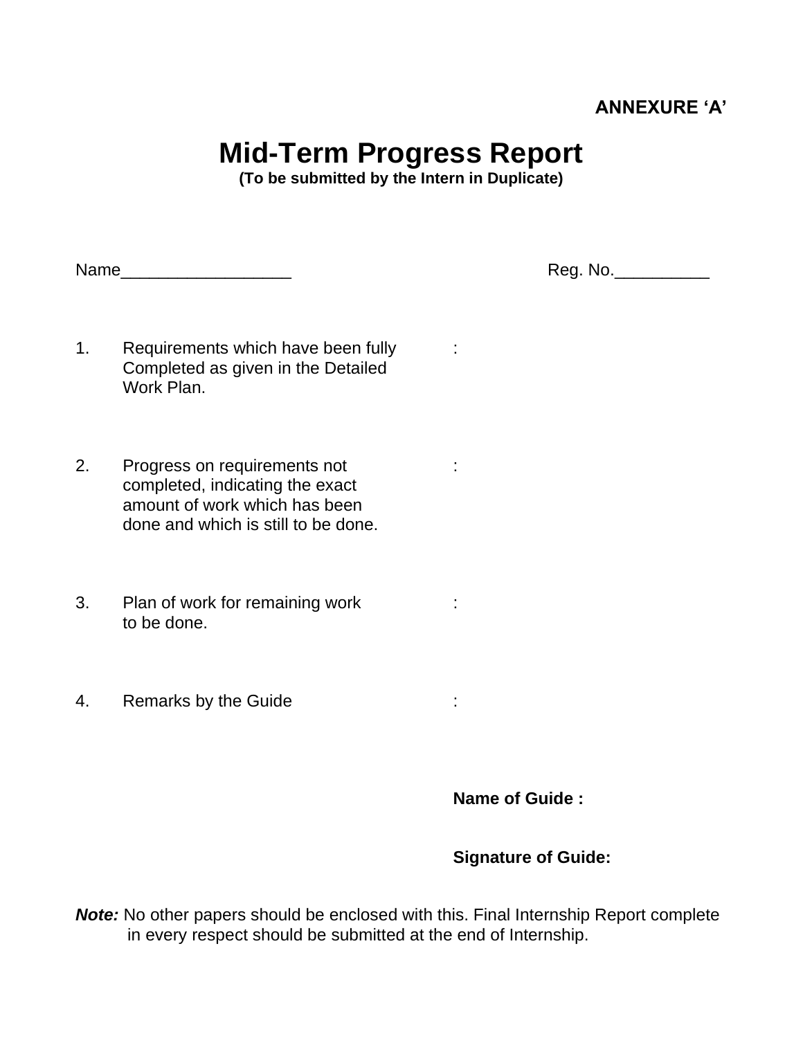**ANNEXURE 'A'**

# Mid-Term Progress Report

**(To be submitted by the Intern in Duplicate)**

Name__________________ Reg. No.__________

1. Requirements which have been fully Completed as given in the Detailed Work Plan. :

2. Progress on requirements not completed, indicating the exact amount of work which has been done and which is still to be done. :

3. Plan of work for remaining work to be done. :

4. Remarks by the Guide :

**Name of Guide :**

**Signature of Guide:**

***Note:*** No other papers should be enclosed with this. Final Internship Report complete in every respect should be submitted at the end of Internship.